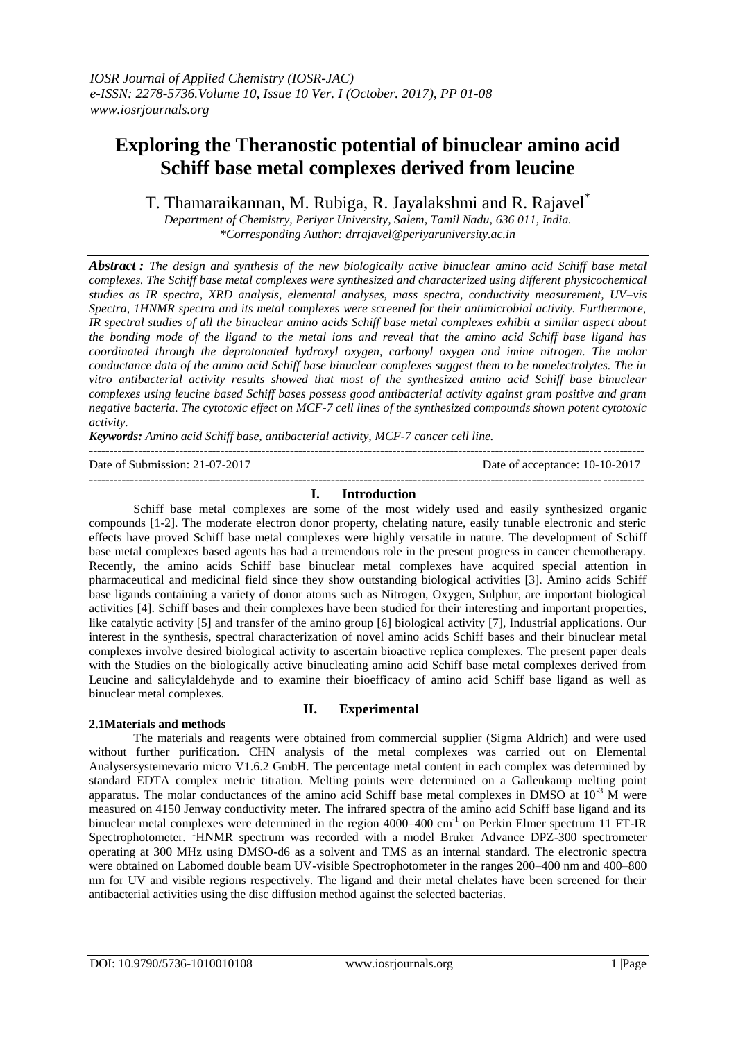# Exploring the Theranostic potential of binuclear amino acid Schiff base metal complexes derived from leucine

T. Thamaraikannan, M. Rubiga, R. Jayalakshmi and R. Rajavel*

*Department of Chemistry, Periyar University, Salem, Tamil Nadu, 636 011, India.*
*\*Corresponding Author: drrajavel@periyaruniversity.ac.in*

***Abstract :*** *The design and synthesis of the new biologically active binuclear amino acid Schiff base metal complexes. The Schiff base metal complexes were synthesized and characterized using different physicochemical studies as IR spectra, XRD analysis, elemental analyses, mass spectra, conductivity measurement, UV–vis Spectra, 1HNMR spectra and its metal complexes were screened for their antimicrobial activity. Furthermore, IR spectral studies of all the binuclear amino acids Schiff base metal complexes exhibit a similar aspect about the bonding mode of the ligand to the metal ions and reveal that the amino acid Schiff base ligand has coordinated through the deprotonated hydroxyl oxygen, carbonyl oxygen and imine nitrogen. The molar conductance data of the amino acid Schiff base binuclear complexes suggest them to be nonelectrolytes. The in vitro antibacterial activity results showed that most of the synthesized amino acid Schiff base binuclear complexes using leucine based Schiff bases possess good antibacterial activity against gram positive and gram negative bacteria. The cytotoxic effect on MCF-7 cell lines of the synthesized compounds shown potent cytotoxic activity.*

***Keywords:*** *Amino acid Schiff base, antibacterial activity, MCF-7 cancer cell line.*

---

Date of Submission: 21-07-2017 Date of acceptance: 10-10-2017

---

## I. Introduction

Schiff base metal complexes are some of the most widely used and easily synthesized organic compounds [1-2]. The moderate electron donor property, chelating nature, easily tunable electronic and steric effects have proved Schiff base metal complexes were highly versatile in nature. The development of Schiff base metal complexes based agents has had a tremendous role in the present progress in cancer chemotherapy. Recently, the amino acids Schiff base binuclear metal complexes have acquired special attention in pharmaceutical and medicinal field since they show outstanding biological activities [3]. Amino acids Schiff base ligands containing a variety of donor atoms such as Nitrogen, Oxygen, Sulphur, are important biological activities [4]. Schiff bases and their complexes have been studied for their interesting and important properties, like catalytic activity [5] and transfer of the amino group [6] biological activity [7], Industrial applications. Our interest in the synthesis, spectral characterization of novel amino acids Schiff bases and their binuclear metal complexes involve desired biological activity to ascertain bioactive replica complexes. The present paper deals with the Studies on the biologically active binucleating amino acid Schiff base metal complexes derived from Leucine and salicylaldehyde and to examine their bioefficacy of amino acid Schiff base ligand as well as binuclear metal complexes.

## II. Experimental

### 2.1Materials and methods

The materials and reagents were obtained from commercial supplier (Sigma Aldrich) and were used without further purification. CHN analysis of the metal complexes was carried out on Elemental Analysersystemevario micro V1.6.2 GmbH. The percentage metal content in each complex was determined by standard EDTA complex metric titration. Melting points were determined on a Gallenkamp melting point apparatus. The molar conductances of the amino acid Schiff base metal complexes in DMSO at $10^{-3}$ M were measured on 4150 Jenway conductivity meter. The infrared spectra of the amino acid Schiff base ligand and its binuclear metal complexes were determined in the region 4000–400 $cm^{-1}$ on Perkin Elmer spectrum 11 FT-IR Spectrophotometer. $^{1}$HNMR spectrum was recorded with a model Bruker Advance DPZ-300 spectrometer operating at 300 MHz using DMSO-d6 as a solvent and TMS as an internal standard. The electronic spectra were obtained on Labomed double beam UV-visible Spectrophotometer in the ranges 200–400 nm and 400–800 nm for UV and visible regions respectively. The ligand and their metal chelates have been screened for their antibacterial activities using the disc diffusion method against the selected bacterias.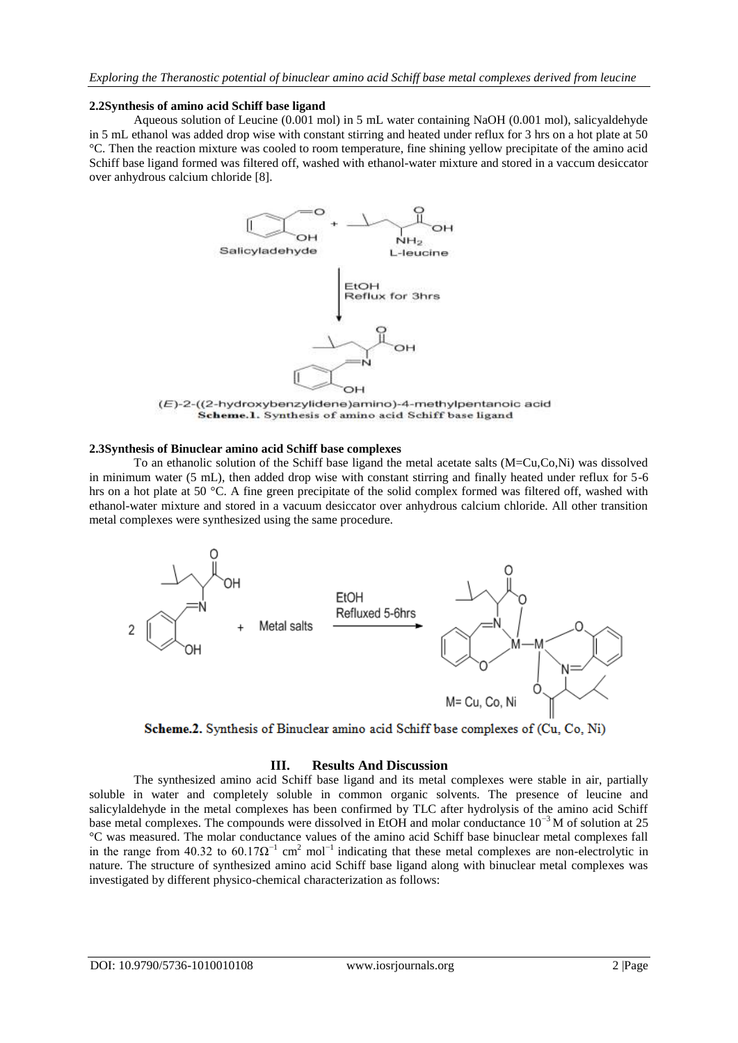### 2.2 Synthesis of amino acid Schiff base ligand

Aqueous solution of Leucine (0.001 mol) in 5 mL water containing NaOH (0.001 mol), salicyaldehyde in 5 mL ethanol was added drop wise with constant stirring and heated under reflux for 3 hrs on a hot plate at 50 °C. Then the reaction mixture was cooled to room temperature, fine shining yellow precipitate of the amino acid Schiff base ligand formed was filtered off, washed with ethanol-water mixture and stored in a vaccum desiccator over anhydrous calcium chloride [8].

(*E*)-2-((2-hydroxybenzylidene)amino)-4-methylpentanoic acid

**Scheme.1.** Synthesis of amino acid Schiff base ligand

### 2.3 Synthesis of Binuclear amino acid Schiff base complexes

To an ethanolic solution of the Schiff base ligand the metal acetate salts (M=Cu,Co,Ni) was dissolved in minimum water (5 mL), then added drop wise with constant stirring and finally heated under reflux for 5-6 hrs on a hot plate at 50 °C. A fine green precipitate of the solid complex formed was filtered off, washed with ethanol-water mixture and stored in a vacuum desiccator over anhydrous calcium chloride. All other transition metal complexes were synthesized using the same procedure.

**Scheme.2.** Synthesis of Binuclear amino acid Schiff base complexes of (Cu, Co, Ni)

## III. Results And Discussion

The synthesized amino acid Schiff base ligand and its metal complexes were stable in air, partially soluble in water and completely soluble in common organic solvents. The presence of leucine and salicylaldehyde in the metal complexes has been confirmed by TLC after hydrolysis of the amino acid Schiff base metal complexes. The compounds were dissolved in EtOH and molar conductance $10^{-3}$ M of solution at 25 °C was measured. The molar conductance values of the amino acid Schiff base binuclear metal complexes fall in the range from 40.32 to 60.17$\Omega^{-1}$ cm$^{2}$ mol$^{-1}$ indicating that these metal complexes are non-electrolytic in nature. The structure of synthesized amino acid Schiff base ligand along with binuclear metal complexes was investigated by different physico-chemical characterization as follows: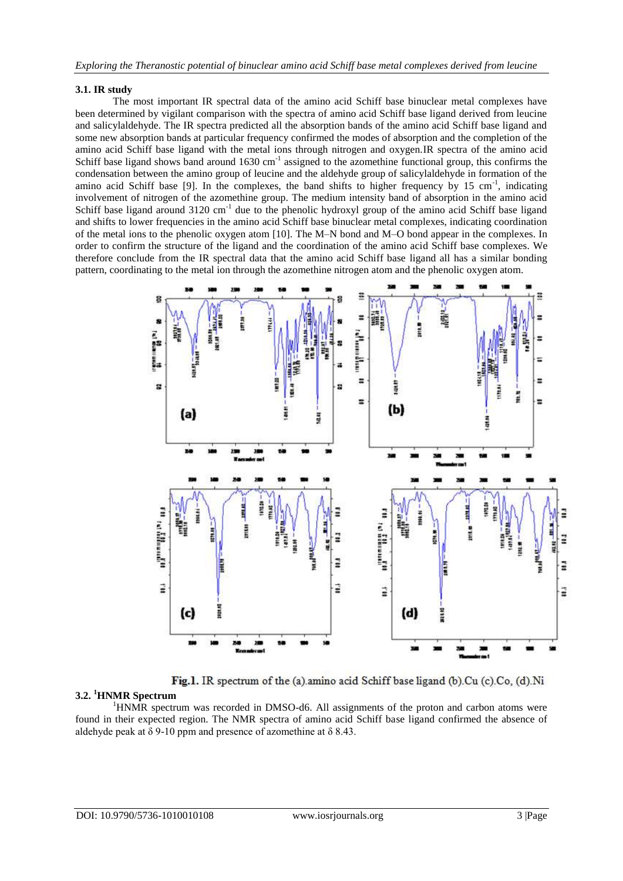### 3.1. IR study

The most important IR spectral data of the amino acid Schiff base binuclear metal complexes have been determined by vigilant comparison with the spectra of amino acid Schiff base ligand derived from leucine and salicylaldehyde. The IR spectra predicted all the absorption bands of the amino acid Schiff base ligand and some new absorption bands at particular frequency confirmed the modes of absorption and the completion of the amino acid Schiff base ligand with the metal ions through nitrogen and oxygen.IR spectra of the amino acid Schiff base ligand shows band around 1630 $cm^{-1}$ assigned to the azomethine functional group, this confirms the condensation between the amino group of leucine and the aldehyde group of salicylaldehyde in formation of the amino acid Schiff base [9]. In the complexes, the band shifts to higher frequency by 15 $cm^{-1}$, indicating involvement of nitrogen of the azomethine group. The medium intensity band of absorption in the amino acid Schiff base ligand around 3120 $cm^{-1}$ due to the phenolic hydroxyl group of the amino acid Schiff base ligand and shifts to lower frequencies in the amino acid Schiff base binuclear metal complexes, indicating coordination of the metal ions to the phenolic oxygen atom [10]. The M–N bond and M–O bond appear in the complexes. In order to confirm the structure of the ligand and the coordination of the amino acid Schiff base complexes. We therefore conclude from the IR spectral data that the amino acid Schiff base ligand all has a similar bonding pattern, coordinating to the metal ion through the azomethine nitrogen atom and the phenolic oxygen atom.

**Fig.1.** IR spectrum of the (a).amino acid Schiff base ligand (b).Cu (c).Co, (d).Ni

### 3.2. [1]HNMR Spectrum

[1]HNMR spectrum was recorded in DMSO-d6. All assignments of the proton and carbon atoms were found in their expected region. The NMR spectra of amino acid Schiff base ligand confirmed the absence of aldehyde peak at δ 9-10 ppm and presence of azomethine at δ 8.43.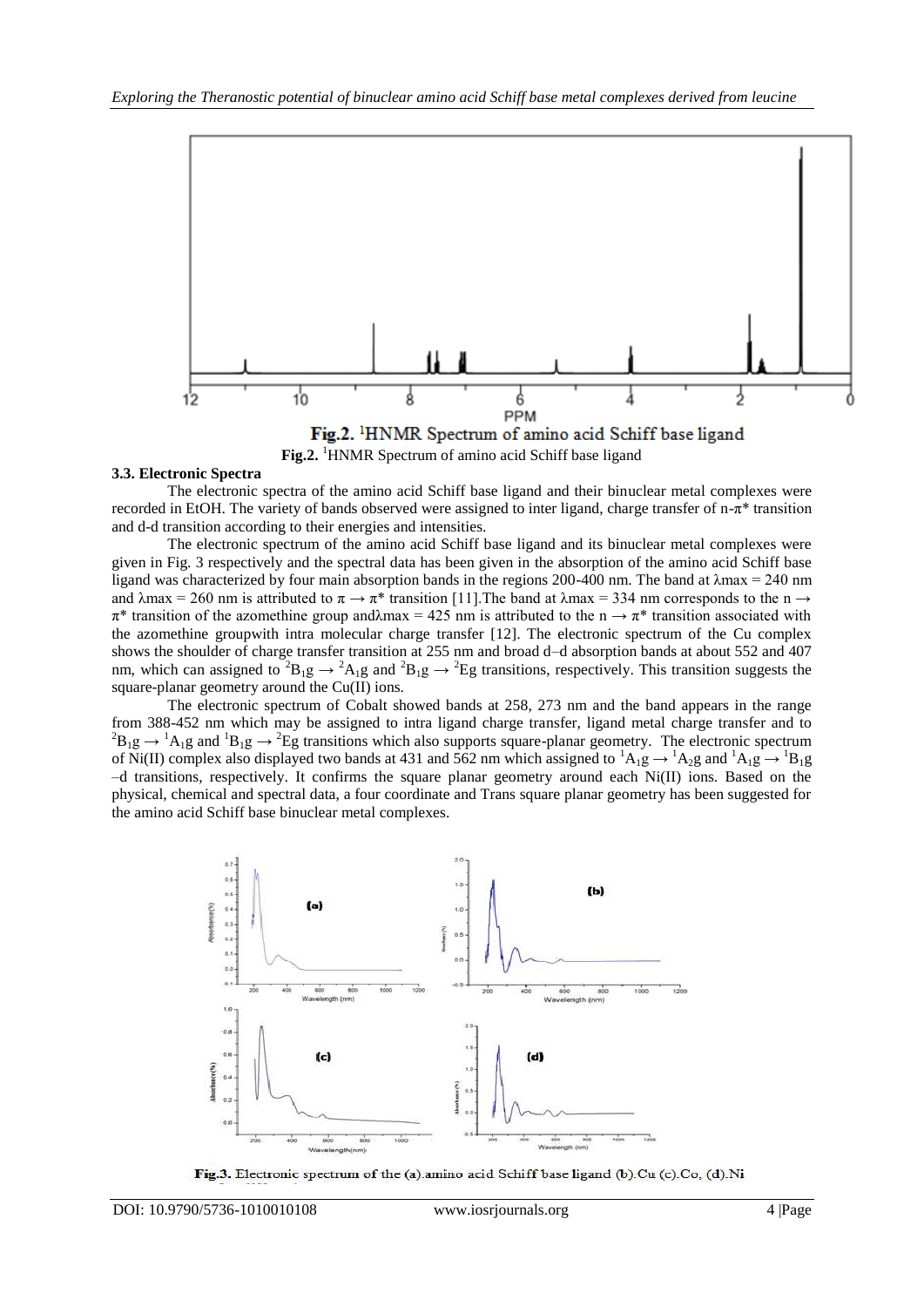Fig.2. $^1$HNMR Spectrum of amino acid Schiff base ligand

Fig.2. $^1$HNMR Spectrum of amino acid Schiff base ligand

### 3.3. Electronic Spectra

The electronic spectra of the amino acid Schiff base ligand and their binuclear metal complexes were recorded in EtOH. The variety of bands observed were assigned to inter ligand, charge transfer of n-$\pi^*$ transition and d-d transition according to their energies and intensities.

The electronic spectrum of the amino acid Schiff base ligand and its binuclear metal complexes were given in Fig. 3 respectively and the spectral data has been given in the absorption of the amino acid Schiff base ligand was characterized by four main absorption bands in the regions 200-400 nm. The band at $\lambda$max = 240 nm and $\lambda$max = 260 nm is attributed to $\pi \rightarrow \pi^*$ transition [11].The band at $\lambda$max = 334 nm corresponds to the n $\rightarrow$ $\pi^*$ transition of the azomethine group and$\lambda$max = 425 nm is attributed to the n $\rightarrow \pi^*$ transition associated with the azomethine groupwith intra molecular charge transfer [12]. The electronic spectrum of the Cu complex shows the shoulder of charge transfer transition at 255 nm and broad d–d absorption bands at about 552 and 407 nm, which can assigned to $^2B_1g \rightarrow {}^2A_1g$ and $^2B_1g \rightarrow {}^2Eg$ transitions, respectively. This transition suggests the square-planar geometry around the Cu(II) ions.

The electronic spectrum of Cobalt showed bands at 258, 273 nm and the band appears in the range from 388-452 nm which may be assigned to intra ligand charge transfer, ligand metal charge transfer and to $^2B_1g \rightarrow {}^1A_1g$ and $^1B_1g \rightarrow {}^2Eg$ transitions which also supports square-planar geometry. The electronic spectrum of Ni(II) complex also displayed two bands at 431 and 562 nm which assigned to $^1A_1g \rightarrow {}^1A_2g$ and $^1A_1g \rightarrow {}^1B_1g$ –d transitions, respectively. It confirms the square planar geometry around each Ni(II) ions. Based on the physical, chemical and spectral data, a four coordinate and Trans square planar geometry has been suggested for the amino acid Schiff base binuclear metal complexes.

Fig.3. Electronic spectrum of the (a).amino acid Schiff base ligand (b).Cu (c).Co, (d).Ni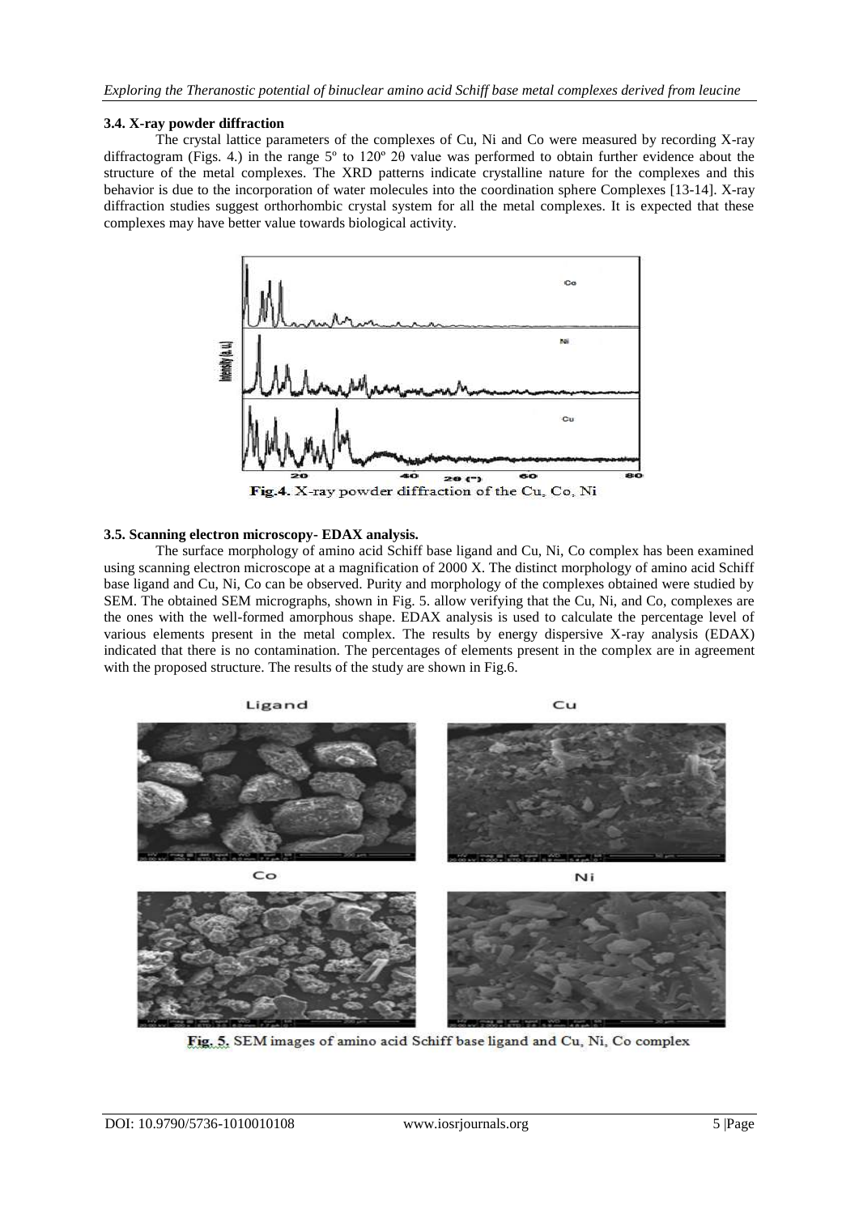### 3.4. X-ray powder diffraction

The crystal lattice parameters of the complexes of Cu, Ni and Co were measured by recording X-ray diffractogram (Figs. 4.) in the range 5º to 120º 2θ value was performed to obtain further evidence about the structure of the metal complexes. The XRD patterns indicate crystalline nature for the complexes and this behavior is due to the incorporation of water molecules into the coordination sphere Complexes [13-14]. X-ray diffraction studies suggest orthorhombic crystal system for all the metal complexes. It is expected that these complexes may have better value towards biological activity.

Fig.4. X-ray powder diffraction of the Cu, Co, Ni

### 3.5. Scanning electron microscopy- EDAX analysis.

The surface morphology of amino acid Schiff base ligand and Cu, Ni, Co complex has been examined using scanning electron microscope at a magnification of 2000 X. The distinct morphology of amino acid Schiff base ligand and Cu, Ni, Co can be observed. Purity and morphology of the complexes obtained were studied by SEM. The obtained SEM micrographs, shown in Fig. 5. allow verifying that the Cu, Ni, and Co, complexes are the ones with the well-formed amorphous shape. EDAX analysis is used to calculate the percentage level of various elements present in the metal complex. The results by energy dispersive X-ray analysis (EDAX) indicated that there is no contamination. The percentages of elements present in the complex are in agreement with the proposed structure. The results of the study are shown in Fig.6.

Fig. 5. SEM images of amino acid Schiff base ligand and Cu, Ni, Co complex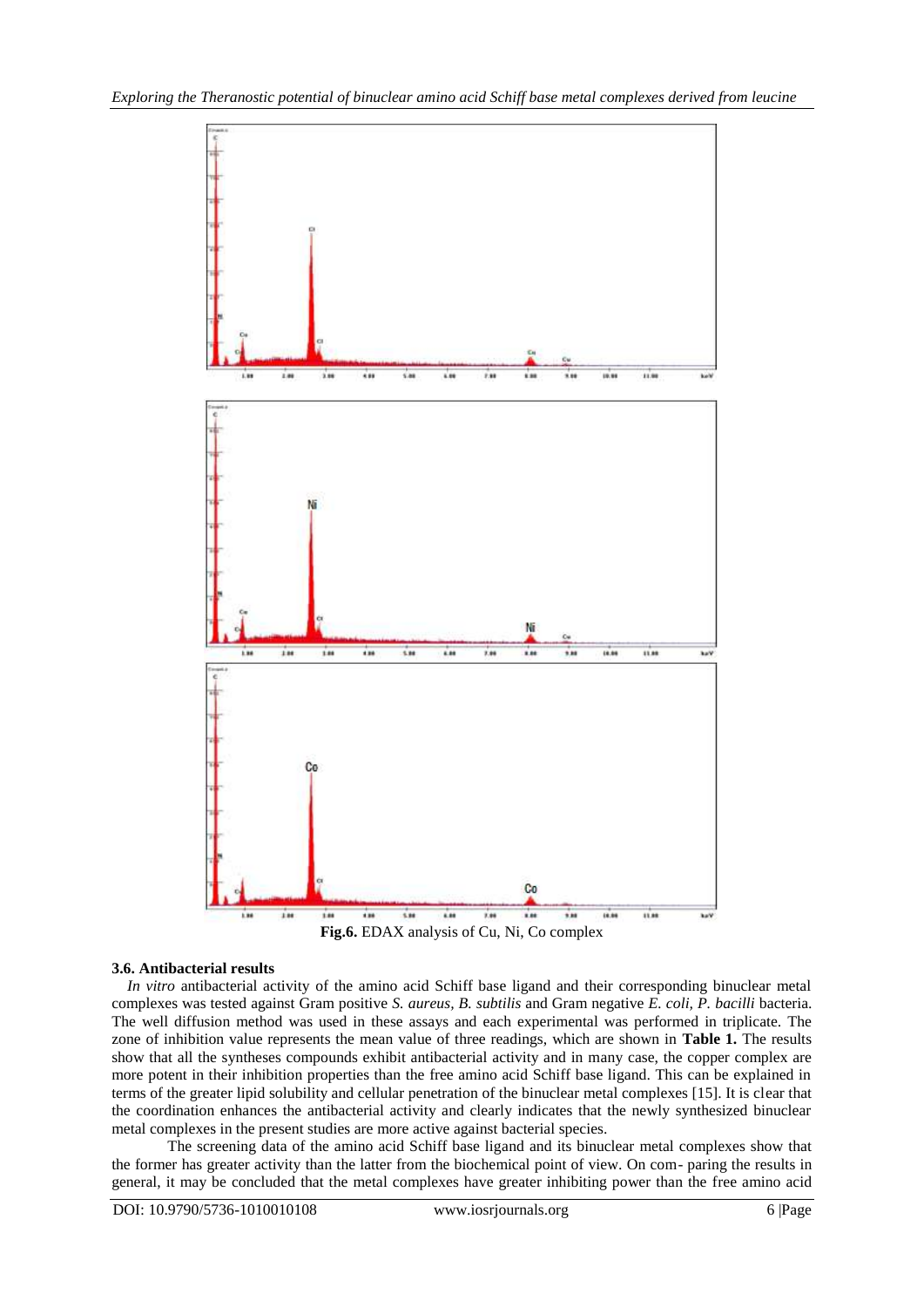Fig.6. EDAX analysis of Cu, Ni, Co complex

### 3.6. Antibacterial results

*In vitro* antibacterial activity of the amino acid Schiff base ligand and their corresponding binuclear metal complexes was tested against Gram positive *S. aureus, B. subtilis* and Gram negative *E. coli, P. bacilli* bacteria. The well diffusion method was used in these assays and each experimental was performed in triplicate. The zone of inhibition value represents the mean value of three readings, which are shown in **Table 1.** The results show that all the syntheses compounds exhibit antibacterial activity and in many case, the copper complex are more potent in their inhibition properties than the free amino acid Schiff base ligand. This can be explained in terms of the greater lipid solubility and cellular penetration of the binuclear metal complexes [15]. It is clear that the coordination enhances the antibacterial activity and clearly indicates that the newly synthesized binuclear metal complexes in the present studies are more active against bacterial species.

The screening data of the amino acid Schiff base ligand and its binuclear metal complexes show that the former has greater activity than the latter from the biochemical point of view. On com- paring the results in general, it may be concluded that the metal complexes have greater inhibiting power than the free amino acid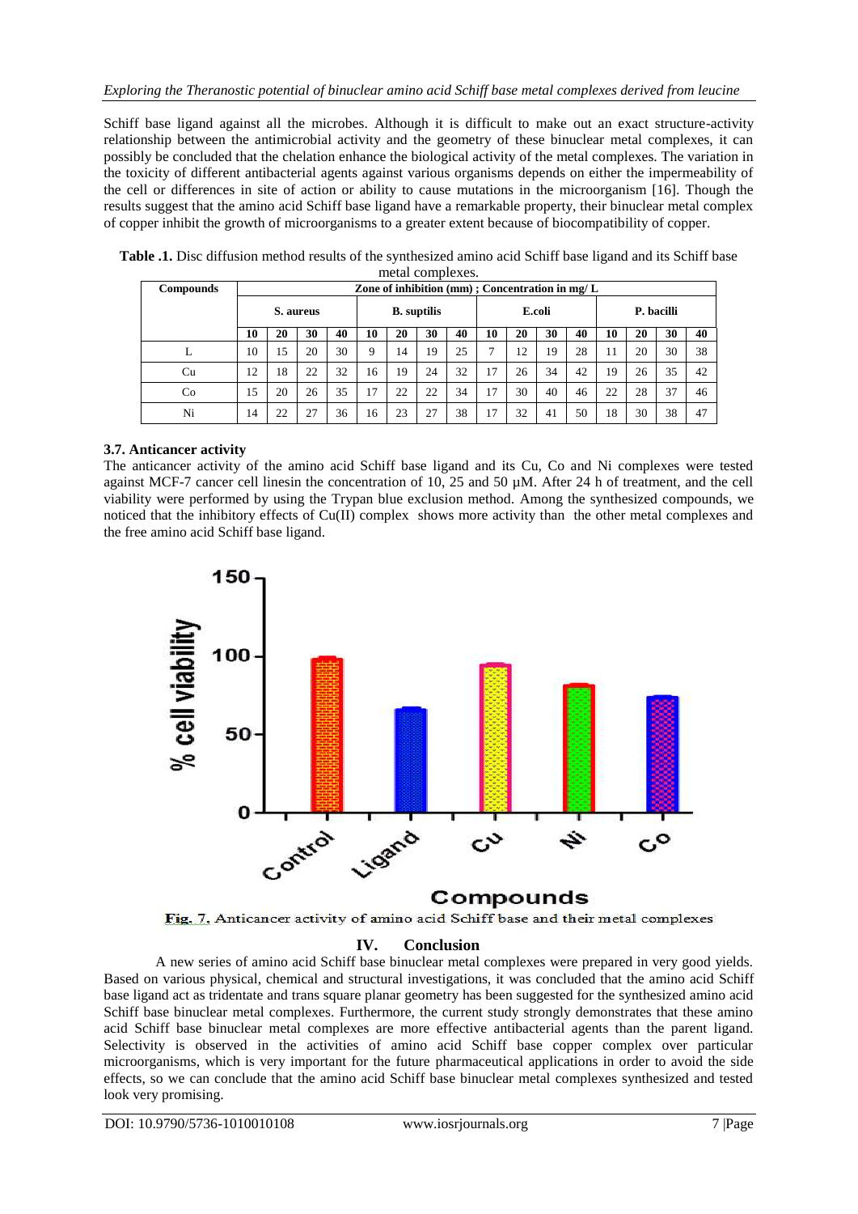Schiff base ligand against all the microbes. Although it is difficult to make out an exact structure-activity relationship between the antimicrobial activity and the geometry of these binuclear metal complexes, it can possibly be concluded that the chelation enhance the biological activity of the metal complexes. The variation in the toxicity of different antibacterial agents against various organisms depends on either the impermeability of the cell or differences in site of action or ability to cause mutations in the microorganism [16]. Though the results suggest that the amino acid Schiff base ligand have a remarkable property, their binuclear metal complex of copper inhibit the growth of microorganisms to a greater extent because of biocompatibility of copper.

**Table .1.** Disc diffusion method results of the synthesized amino acid Schiff base ligand and its Schiff base metal complexes.

| Compounds | Zone of inhibition (mm) ; Concentration in mg/ L | | | | | | | | | | | | | | | |
|---|---|---|---|---|---|---|---|---|---|---|---|---|---|---|---|---|
| | S. aureus | | | | B. suptilis | | | | E.coli | | | | P. bacilli | | | |
| | 10 | 20 | 30 | 40 | 10 | 20 | 30 | 40 | 10 | 20 | 30 | 40 | 10 | 20 | 30 | 40 |
| L | 10 | 15 | 20 | 30 | 9 | 14 | 19 | 25 | 7 | 12 | 19 | 28 | 11 | 20 | 30 | 38 |
| Cu | 12 | 18 | 22 | 32 | 16 | 19 | 24 | 32 | 17 | 26 | 34 | 42 | 19 | 26 | 35 | 42 |
| Co | 15 | 20 | 26 | 35 | 17 | 22 | 22 | 34 | 17 | 30 | 40 | 46 | 22 | 28 | 37 | 46 |
| Ni | 14 | 22 | 27 | 36 | 16 | 23 | 27 | 38 | 17 | 32 | 41 | 50 | 18 | 30 | 38 | 47 |

### 3.7. Anticancer activity

The anticancer activity of the amino acid Schiff base ligand and its Cu, Co and Ni complexes were tested against MCF-7 cancer cell linesin the concentration of 10, 25 and 50 µM. After 24 h of treatment, and the cell viability were performed by using the Trypan blue exclusion method. Among the synthesized compounds, we noticed that the inhibitory effects of Cu(II) complex shows more activity than the other metal complexes and the free amino acid Schiff base ligand.

Fig. 7. Anticancer activity of amino acid Schiff base and their metal complexes

## IV. Conclusion

A new series of amino acid Schiff base binuclear metal complexes were prepared in very good yields. Based on various physical, chemical and structural investigations, it was concluded that the amino acid Schiff base ligand act as tridentate and trans square planar geometry has been suggested for the synthesized amino acid Schiff base binuclear metal complexes. Furthermore, the current study strongly demonstrates that these amino acid Schiff base binuclear metal complexes are more effective antibacterial agents than the parent ligand. Selectivity is observed in the activities of amino acid Schiff base copper complex over particular microorganisms, which is very important for the future pharmaceutical applications in order to avoid the side effects, so we can conclude that the amino acid Schiff base binuclear metal complexes synthesized and tested look very promising.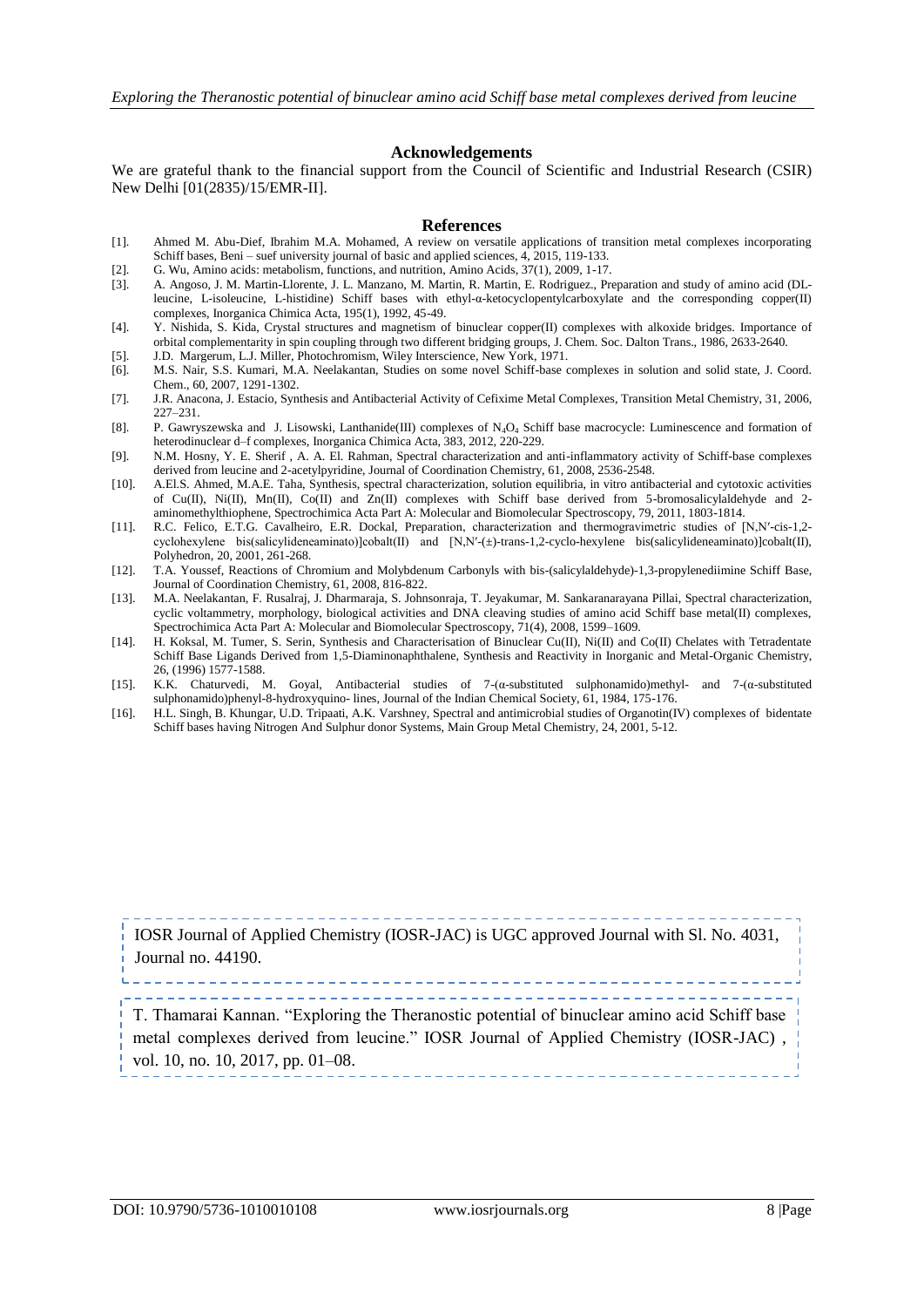## Acknowledgements

We are grateful thank to the financial support from the Council of Scientific and Industrial Research (CSIR) New Delhi [01(2835)/15/EMR-II].

## References

[1]. Ahmed M. Abu-Dief, Ibrahim M.A. Mohamed, A review on versatile applications of transition metal complexes incorporating Schiff bases, Beni – suef university journal of basic and applied sciences, 4, 2015, 119-133.

[2]. G. Wu, Amino acids: metabolism, functions, and nutrition, Amino Acids, 37(1), 2009, 1-17.

[3]. A. Angoso, J. M. Martin-Llorente, J. L. Manzano, M. Martin, R. Martin, E. Rodriguez., Preparation and study of amino acid (DL-leucine, L-isoleucine, L-histidine) Schiff bases with ethyl-α-ketocyclopentylcarboxylate and the corresponding copper(II) complexes, Inorganica Chimica Acta, 195(1), 1992, 45-49.

[4]. Y. Nishida, S. Kida, Crystal structures and magnetism of binuclear copper(II) complexes with alkoxide bridges. Importance of orbital complementarity in spin coupling through two different bridging groups, J. Chem. Soc. Dalton Trans., 1986, 2633-2640.

[5]. J.D. Margerum, L.J. Miller, Photochromism, Wiley Interscience, New York, 1971.

[6]. M.S. Nair, S.S. Kumari, M.A. Neelakantan, Studies on some novel Schiff-base complexes in solution and solid state, J. Coord. Chem., 60, 2007, 1291-1302.

[7]. J.R. Anacona, J. Estacio, Synthesis and Antibacterial Activity of Cefixime Metal Complexes, Transition Metal Chemistry, 31, 2006, 227–231.

[8]. P. Gawryszewska and J. Lisowski, Lanthanide(III) complexes of $N_4O_4$ Schiff base macrocycle: Luminescence and formation of heterodinuclear d–f complexes, Inorganica Chimica Acta, 383, 2012, 220-229.

[9]. N.M. Hosny, Y. E. Sherif , A. A. El. Rahman, Spectral characterization and anti-inflammatory activity of Schiff-base complexes derived from leucine and 2-acetylpyridine, Journal of Coordination Chemistry, 61, 2008, 2536-2548.

[10]. A.El.S. Ahmed, M.A.E. Taha, Synthesis, spectral characterization, solution equilibria, in vitro antibacterial and cytotoxic activities of Cu(II), Ni(II), Mn(II), Co(II) and Zn(II) complexes with Schiff base derived from 5-bromosalicylaldehyde and 2-aminomethylthiophene, Spectrochimica Acta Part A: Molecular and Biomolecular Spectroscopy, 79, 2011, 1803-1814.

[11]. R.C. Felico, E.T.G. Cavalheiro, E.R. Dockal, Preparation, characterization and thermogravimetric studies of [N,N′-cis-1,2-cyclohexylene bis(salicylideneaminato)]cobalt(II) and [N,N′-(±)-trans-1,2-cyclo-hexylene bis(salicylideneaminato)]cobalt(II), Polyhedron, 20, 2001, 261-268.

[12]. T.A. Youssef, Reactions of Chromium and Molybdenum Carbonyls with bis-(salicylaldehyde)-1,3-propylenediimine Schiff Base, Journal of Coordination Chemistry, 61, 2008, 816-822.

[13]. M.A. Neelakantan, F. Rusalraj, J. Dharmaraja, S. Johnsonraja, T. Jeyakumar, M. Sankaranarayana Pillai, Spectral characterization, cyclic voltammetry, morphology, biological activities and DNA cleaving studies of amino acid Schiff base metal(II) complexes, Spectrochimica Acta Part A: Molecular and Biomolecular Spectroscopy, 71(4), 2008, 1599–1609.

[14]. H. Koksal, M. Tumer, S. Serin, Synthesis and Characterisation of Binuclear Cu(II), Ni(II) and Co(II) Chelates with Tetradentate Schiff Base Ligands Derived from 1,5-Diaminonaphthalene, Synthesis and Reactivity in Inorganic and Metal-Organic Chemistry, 26, (1996) 1577-1588.

[15]. K.K. Chaturvedi, M. Goyal, Antibacterial studies of 7-(α-substituted sulphonamido)methyl- and 7-(α-substituted sulphonamido)phenyl-8-hydroxyquino- lines, Journal of the Indian Chemical Society, 61, 1984, 175-176.

[16]. H.L. Singh, B. Khungar, U.D. Tripaati, A.K. Varshney, Spectral and antimicrobial studies of Organotin(IV) complexes of bidentate Schiff bases having Nitrogen And Sulphur donor Systems, Main Group Metal Chemistry, 24, 2001, 5-12.

IOSR Journal of Applied Chemistry (IOSR-JAC) is UGC approved Journal with Sl. No. 4031, Journal no. 44190.

T. Thamarai Kannan. "Exploring the Theranostic potential of binuclear amino acid Schiff base metal complexes derived from leucine." IOSR Journal of Applied Chemistry (IOSR-JAC) , vol. 10, no. 10, 2017, pp. 01–08.